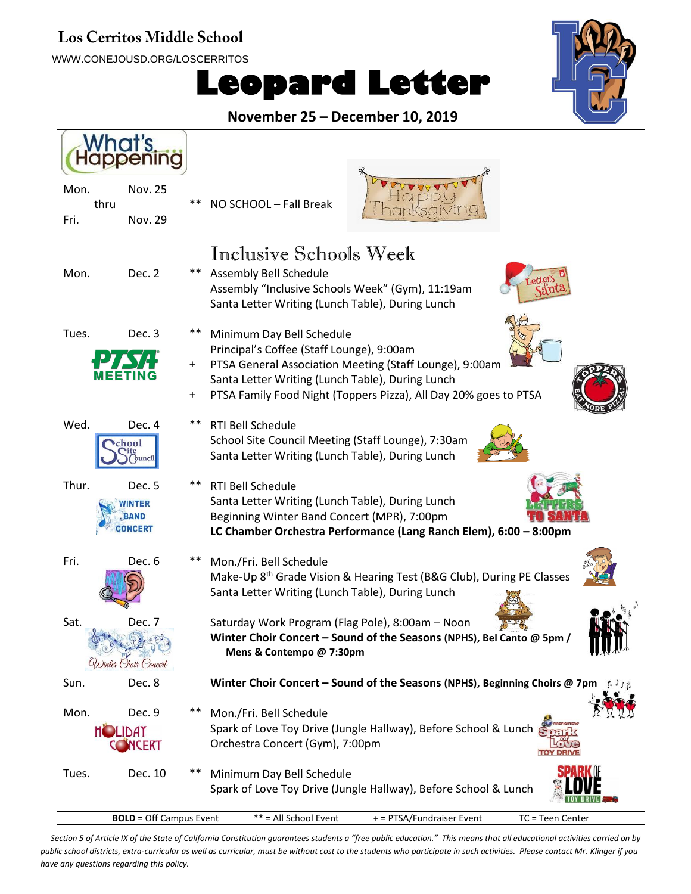# Los Cerritos Middle School

WWW.CONEJOUSD.ORG/LOSCERRITOS

# Leopard Letter

**November 25 – December 10, 2019**

## What's Happening

| Day | Date | | Event |
|---|---|---|---|
| Mon. thru Fri. | Nov. 25 – Nov. 29 | ** | NO SCHOOL – Fall Break |
| | | | Inclusive Schools Week |
| Mon. | Dec. 2 | ** | Assembly Bell Schedule |
| | | | Assembly "Inclusive Schools Week" (Gym), 11:19am |
| | | | Santa Letter Writing (Lunch Table), During Lunch |
| Tues. | Dec. 3 | ** | Minimum Day Bell Schedule |
| PTSA MEETING | | | Principal's Coffee (Staff Lounge), 9:00am |
| | | + | PTSA General Association Meeting (Staff Lounge), 9:00am |
| | | | Santa Letter Writing (Lunch Table), During Lunch |
| | | + | PTSA Family Food Night (Toppers Pizza), All Day 20% goes to PTSA |
| Wed. | Dec. 4 | ** | RTI Bell Schedule |
| School Site Council | | | School Site Council Meeting (Staff Lounge), 7:30am |
| | | | Santa Letter Writing (Lunch Table), During Lunch |
| Thur. | Dec. 5 | ** | RTI Bell Schedule |
| WINTER BAND CONCERT | | | Santa Letter Writing (Lunch Table), During Lunch |
| | | | Beginning Winter Band Concert (MPR), 7:00pm |
| | | | **LC Chamber Orchestra Performance (Lang Ranch Elem), 6:00 – 8:00pm** |
| Fri. | Dec. 6 | ** | Mon./Fri. Bell Schedule |
| | | | Make-Up 8th Grade Vision & Hearing Test (B&G Club), During PE Classes |
| | | | Santa Letter Writing (Lunch Table), During Lunch |
| Sat. | Dec. 7 | | Saturday Work Program (Flag Pole), 8:00am – Noon |
| Winter Choir Concert | | | **Winter Choir Concert – Sound of the Seasons (NPHS), Bel Canto @ 5pm / Mens & Contempo @ 7:30pm** |
| Sun. | Dec. 8 | | **Winter Choir Concert – Sound of the Seasons (NPHS), Beginning Choirs @ 7pm** |
| Mon. | Dec. 9 | ** | Mon./Fri. Bell Schedule |
| HOLIDAY CONCERT | | | Spark of Love Toy Drive (Jungle Hallway), Before School & Lunch |
| | | | Orchestra Concert (Gym), 7:00pm |
| Tues. | Dec. 10 | ** | Minimum Day Bell Schedule |
| | | | Spark of Love Toy Drive (Jungle Hallway), Before School & Lunch |

**BOLD** = Off Campus Event    ** = All School Event    + = PTSA/Fundraiser Event    TC = Teen Center

*Section 5 of Article IX of the State of California Constitution guarantees students a "free public education." This means that all educational activities carried on by public school districts, extra-curricular as well as curricular, must be without cost to the students who participate in such activities. Please contact Mr. Klinger if you have any questions regarding this policy.*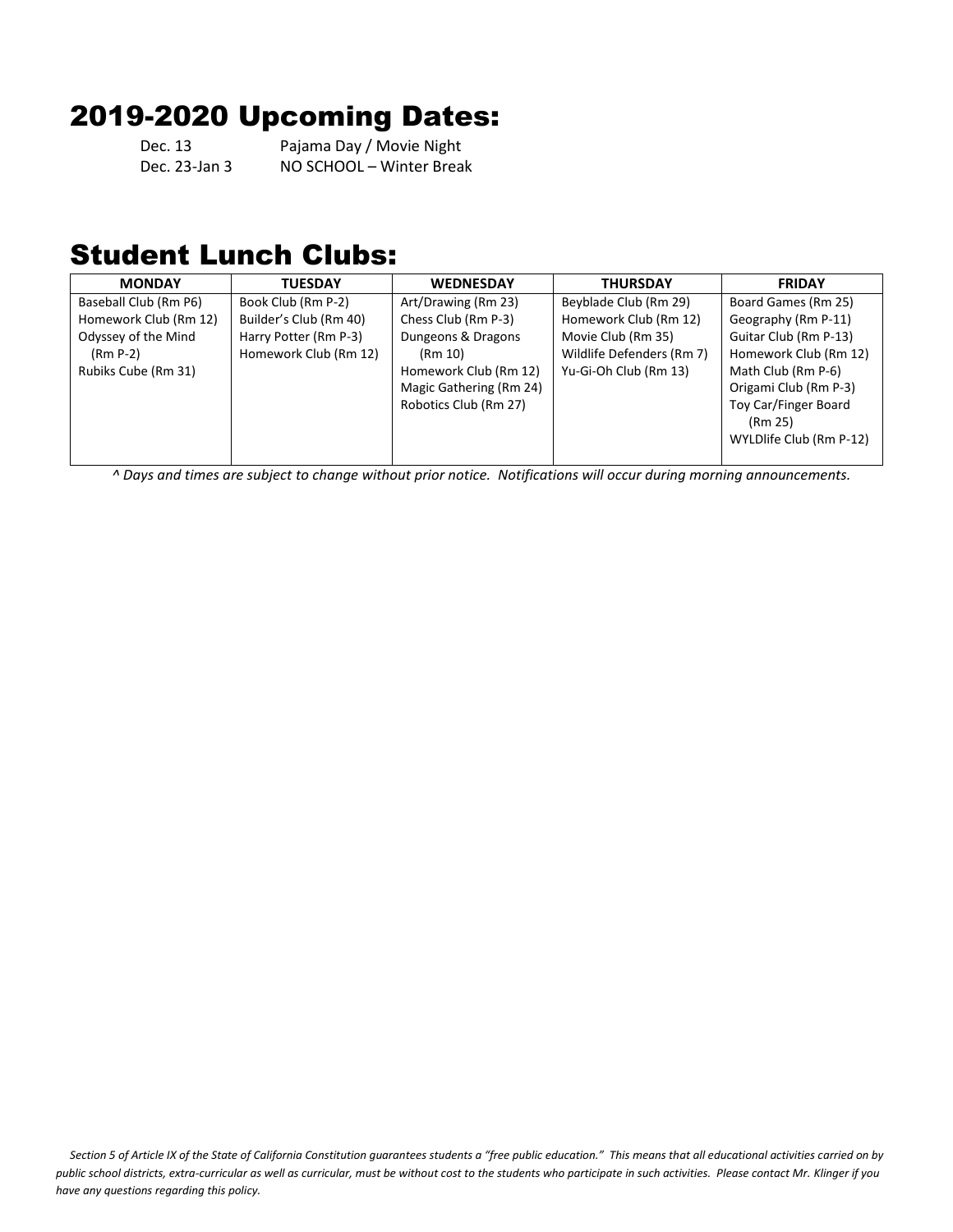# 2019-2020 Upcoming Dates:

Dec. 13 Pajama Day / Movie Night
Dec. 23-Jan 3 NO SCHOOL – Winter Break

# Student Lunch Clubs:

| MONDAY | TUESDAY | WEDNESDAY | THURSDAY | FRIDAY |
|---|---|---|---|---|
| Baseball Club (Rm P6)<br>Homework Club (Rm 12)<br>Odyssey of the Mind (Rm P-2)<br>Rubiks Cube (Rm 31) | Book Club (Rm P-2)<br>Builder's Club (Rm 40)<br>Harry Potter (Rm P-3)<br>Homework Club (Rm 12) | Art/Drawing (Rm 23)<br>Chess Club (Rm P-3)<br>Dungeons & Dragons (Rm 10)<br>Homework Club (Rm 12)<br>Magic Gathering (Rm 24)<br>Robotics Club (Rm 27) | Beyblade Club (Rm 29)<br>Homework Club (Rm 12)<br>Movie Club (Rm 35)<br>Wildlife Defenders (Rm 7)<br>Yu-Gi-Oh Club (Rm 13) | Board Games (Rm 25)<br>Geography (Rm P-11)<br>Guitar Club (Rm P-13)<br>Homework Club (Rm 12)<br>Math Club (Rm P-6)<br>Origami Club (Rm P-3)<br>Toy Car/Finger Board (Rm 25)<br>WYLDlife Club (Rm P-12) |

*^ Days and times are subject to change without prior notice. Notifications will occur during morning announcements.*

*Section 5 of Article IX of the State of California Constitution guarantees students a "free public education." This means that all educational activities carried on by public school districts, extra-curricular as well as curricular, must be without cost to the students who participate in such activities. Please contact Mr. Klinger if you have any questions regarding this policy.*